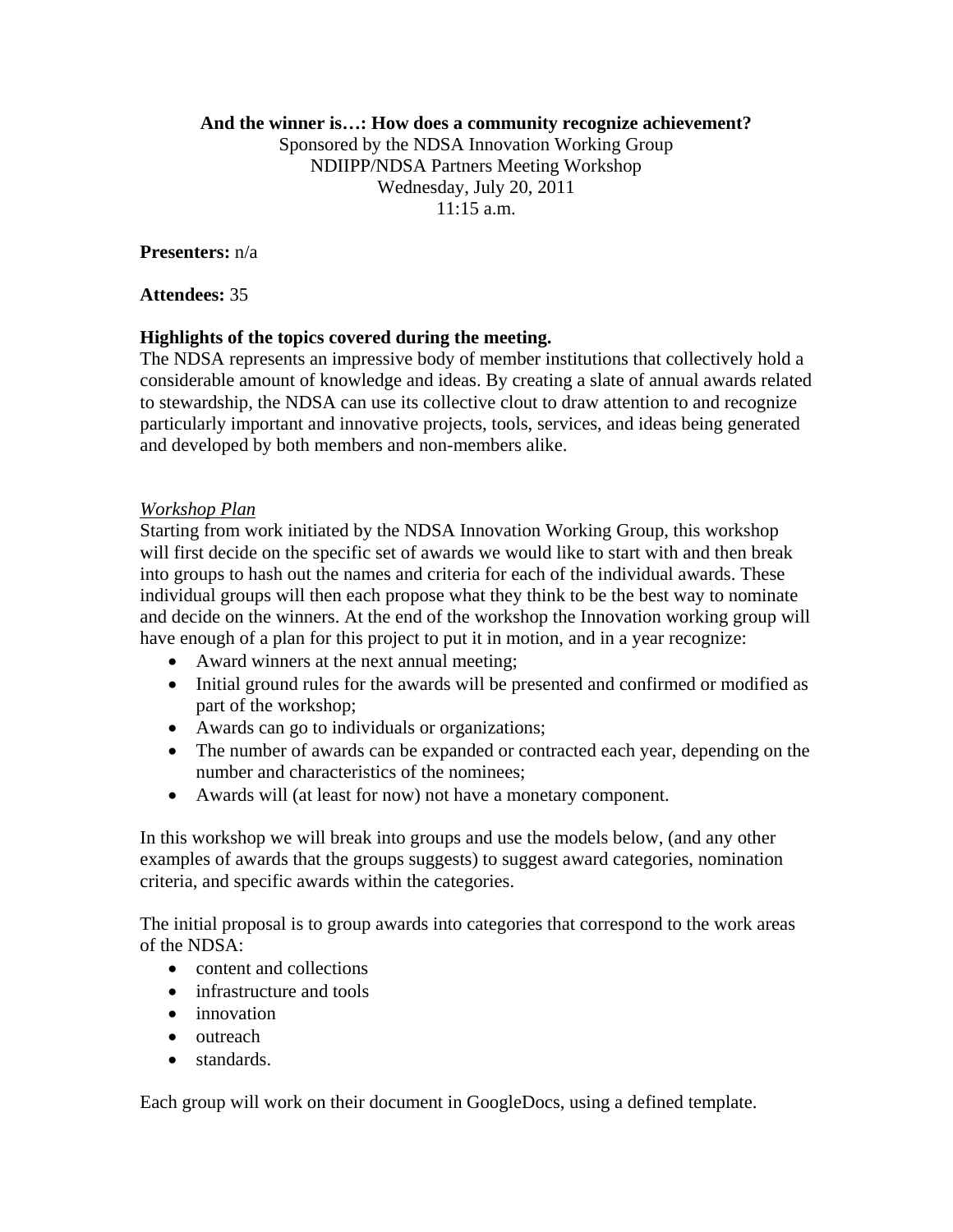**And the winner is…: How does a community recognize achievement?**

Sponsored by the NDSA Innovation Working Group
NDIIPP/NDSA Partners Meeting Workshop
Wednesday, July 20, 2011
11:15 a.m.

**Presenters:** n/a

**Attendees:** 35

**Highlights of the topics covered during the meeting.**

The NDSA represents an impressive body of member institutions that collectively hold a considerable amount of knowledge and ideas. By creating a slate of annual awards related to stewardship, the NDSA can use its collective clout to draw attention to and recognize particularly important and innovative projects, tools, services, and ideas being generated and developed by both members and non-members alike.

*Workshop Plan*

Starting from work initiated by the NDSA Innovation Working Group, this workshop will first decide on the specific set of awards we would like to start with and then break into groups to hash out the names and criteria for each of the individual awards. These individual groups will then each propose what they think to be the best way to nominate and decide on the winners. At the end of the workshop the Innovation working group will have enough of a plan for this project to put it in motion, and in a year recognize:

- Award winners at the next annual meeting;
- Initial ground rules for the awards will be presented and confirmed or modified as part of the workshop;
- Awards can go to individuals or organizations;
- The number of awards can be expanded or contracted each year, depending on the number and characteristics of the nominees;
- Awards will (at least for now) not have a monetary component.

In this workshop we will break into groups and use the models below, (and any other examples of awards that the groups suggests) to suggest award categories, nomination criteria, and specific awards within the categories.

The initial proposal is to group awards into categories that correspond to the work areas of the NDSA:

- content and collections
- infrastructure and tools
- innovation
- outreach
- standards.

Each group will work on their document in GoogleDocs, using a defined template.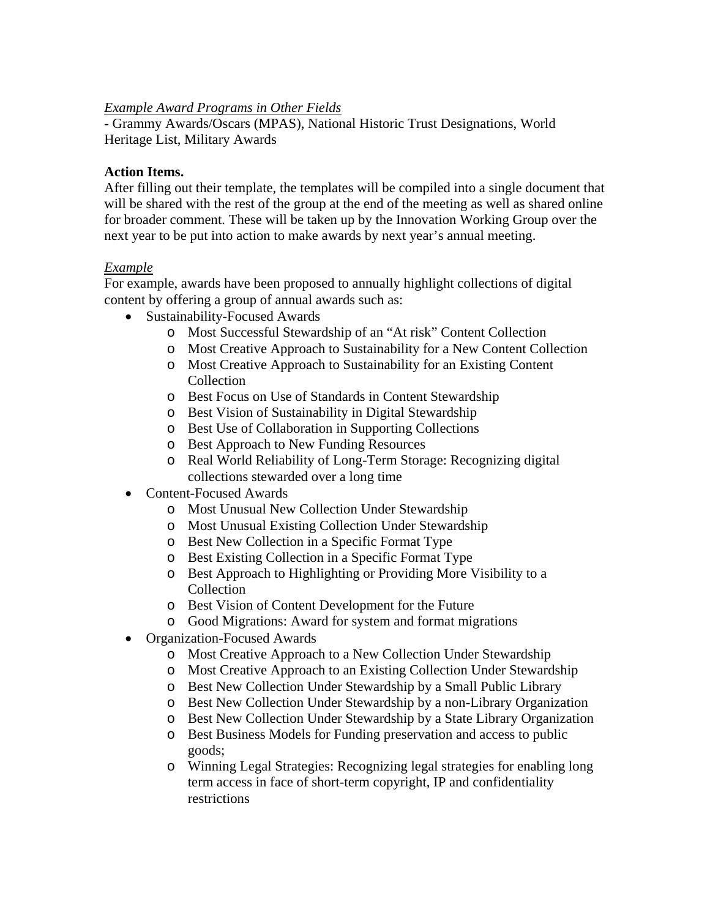*Example Award Programs in Other Fields*

- Grammy Awards/Oscars (MPAS), National Historic Trust Designations, World Heritage List, Military Awards

**Action Items.**

After filling out their template, the templates will be compiled into a single document that will be shared with the rest of the group at the end of the meeting as well as shared online for broader comment. These will be taken up by the Innovation Working Group over the next year to be put into action to make awards by next year's annual meeting.

*Example*

For example, awards have been proposed to annually highlight collections of digital content by offering a group of annual awards such as:

- Sustainability-Focused Awards
  - Most Successful Stewardship of an "At risk" Content Collection
  - Most Creative Approach to Sustainability for a New Content Collection
  - Most Creative Approach to Sustainability for an Existing Content Collection
  - Best Focus on Use of Standards in Content Stewardship
  - Best Vision of Sustainability in Digital Stewardship
  - Best Use of Collaboration in Supporting Collections
  - Best Approach to New Funding Resources
  - Real World Reliability of Long-Term Storage: Recognizing digital collections stewarded over a long time
- Content-Focused Awards
  - Most Unusual New Collection Under Stewardship
  - Most Unusual Existing Collection Under Stewardship
  - Best New Collection in a Specific Format Type
  - Best Existing Collection in a Specific Format Type
  - Best Approach to Highlighting or Providing More Visibility to a Collection
  - Best Vision of Content Development for the Future
  - Good Migrations: Award for system and format migrations
- Organization-Focused Awards
  - Most Creative Approach to a New Collection Under Stewardship
  - Most Creative Approach to an Existing Collection Under Stewardship
  - Best New Collection Under Stewardship by a Small Public Library
  - Best New Collection Under Stewardship by a non-Library Organization
  - Best New Collection Under Stewardship by a State Library Organization
  - Best Business Models for Funding preservation and access to public goods;
  - Winning Legal Strategies: Recognizing legal strategies for enabling long term access in face of short-term copyright, IP and confidentiality restrictions